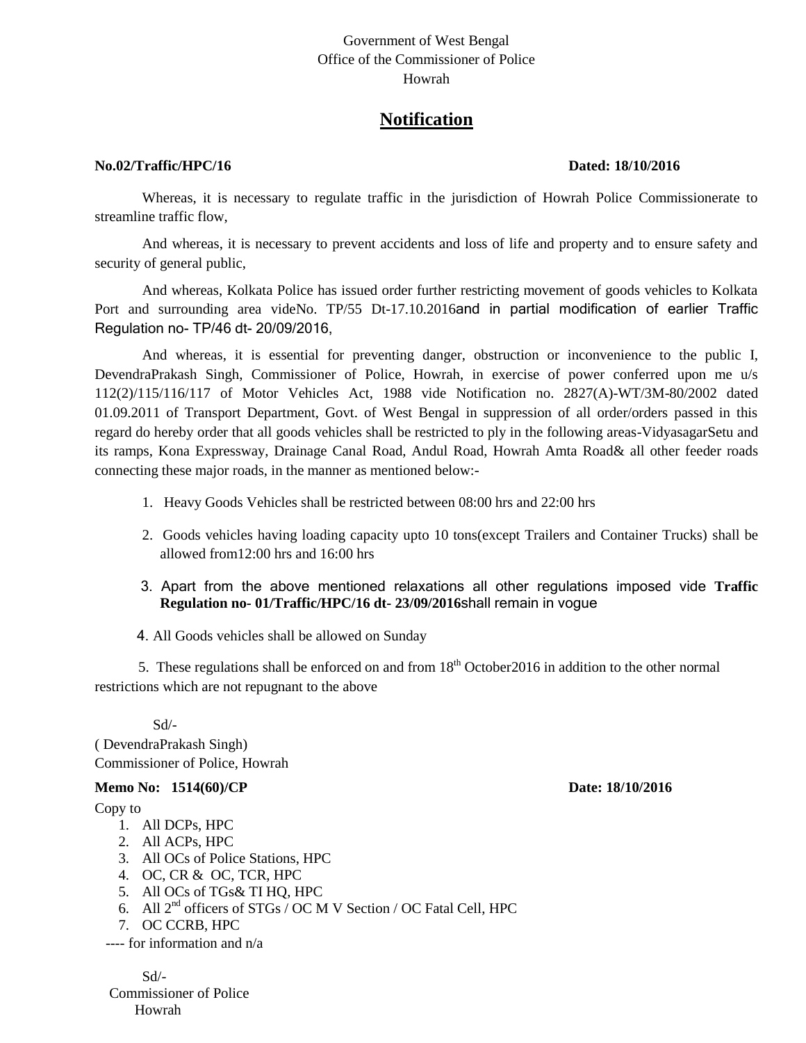Government of West Bengal
Office of the Commissioner of Police
Howrah

# Notification

**No.02/Traffic/HPC/16** **Dated: 18/10/2016**

Whereas, it is necessary to regulate traffic in the jurisdiction of Howrah Police Commissionerate to streamline traffic flow,

And whereas, it is necessary to prevent accidents and loss of life and property and to ensure safety and security of general public,

And whereas, Kolkata Police has issued order further restricting movement of goods vehicles to Kolkata Port and surrounding area videNo. TP/55 Dt-17.10.2016and in partial modification of earlier Traffic Regulation no- TP/46 dt- 20/09/2016,

And whereas, it is essential for preventing danger, obstruction or inconvenience to the public I, DevendraPrakash Singh, Commissioner of Police, Howrah, in exercise of power conferred upon me u/s 112(2)/115/116/117 of Motor Vehicles Act, 1988 vide Notification no. 2827(A)-WT/3M-80/2002 dated 01.09.2011 of Transport Department, Govt. of West Bengal in suppression of all order/orders passed in this regard do hereby order that all goods vehicles shall be restricted to ply in the following areas-VidyasagarSetu and its ramps, Kona Expressway, Drainage Canal Road, Andul Road, Howrah Amta Road& all other feeder roads connecting these major roads, in the manner as mentioned below:-

1. Heavy Goods Vehicles shall be restricted between 08:00 hrs and 22:00 hrs
2. Goods vehicles having loading capacity upto 10 tons(except Trailers and Container Trucks) shall be allowed from12:00 hrs and 16:00 hrs
3. Apart from the above mentioned relaxations all other regulations imposed vide **Traffic Regulation no- 01/Traffic/HPC/16 dt- 23/09/2016**shall remain in vogue
4. All Goods vehicles shall be allowed on Sunday
5. These regulations shall be enforced on and from 18th October2016 in addition to the other normal restrictions which are not repugnant to the above

Sd/-
( DevendraPrakash Singh)
Commissioner of Police, Howrah

**Memo No: 1514(60)/CP** **Date: 18/10/2016**

Copy to

1. All DCPs, HPC
2. All ACPs, HPC
3. All OCs of Police Stations, HPC
4. OC, CR & OC, TCR, HPC
5. All OCs of TGs& TI HQ, HPC
6. All 2nd officers of STGs / OC M V Section / OC Fatal Cell, HPC
7. OC CCRB, HPC

---- for information and n/a

Sd/-
Commissioner of Police
Howrah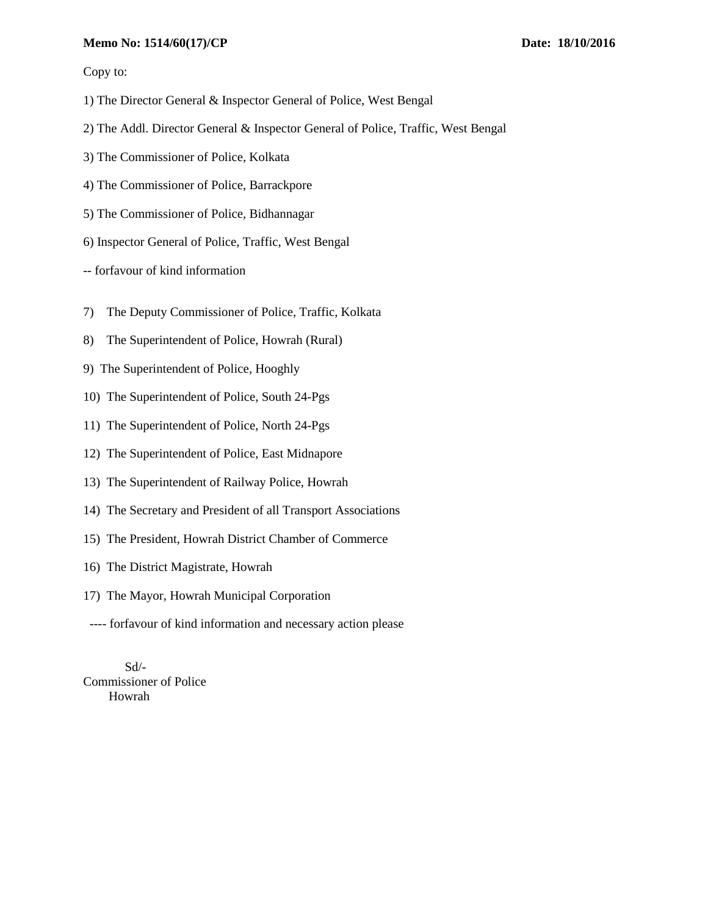**Memo No: 1514/60(17)/CP** **Date: 18/10/2016**

Copy to:

1) The Director General & Inspector General of Police, West Bengal

2) The Addl. Director General & Inspector General of Police, Traffic, West Bengal

3) The Commissioner of Police, Kolkata

4) The Commissioner of Police, Barrackpore

5) The Commissioner of Police, Bidhannagar

6) Inspector General of Police, Traffic, West Bengal

-- forfavour of kind information

7) The Deputy Commissioner of Police, Traffic, Kolkata

8) The Superintendent of Police, Howrah (Rural)

9) The Superintendent of Police, Hooghly

10) The Superintendent of Police, South 24-Pgs

11) The Superintendent of Police, North 24-Pgs

12) The Superintendent of Police, East Midnapore

13) The Superintendent of Railway Police, Howrah

14) The Secretary and President of all Transport Associations

15) The President, Howrah District Chamber of Commerce

16) The District Magistrate, Howrah

17) The Mayor, Howrah Municipal Corporation

---- forfavour of kind information and necessary action please

Sd/-
Commissioner of Police
Howrah